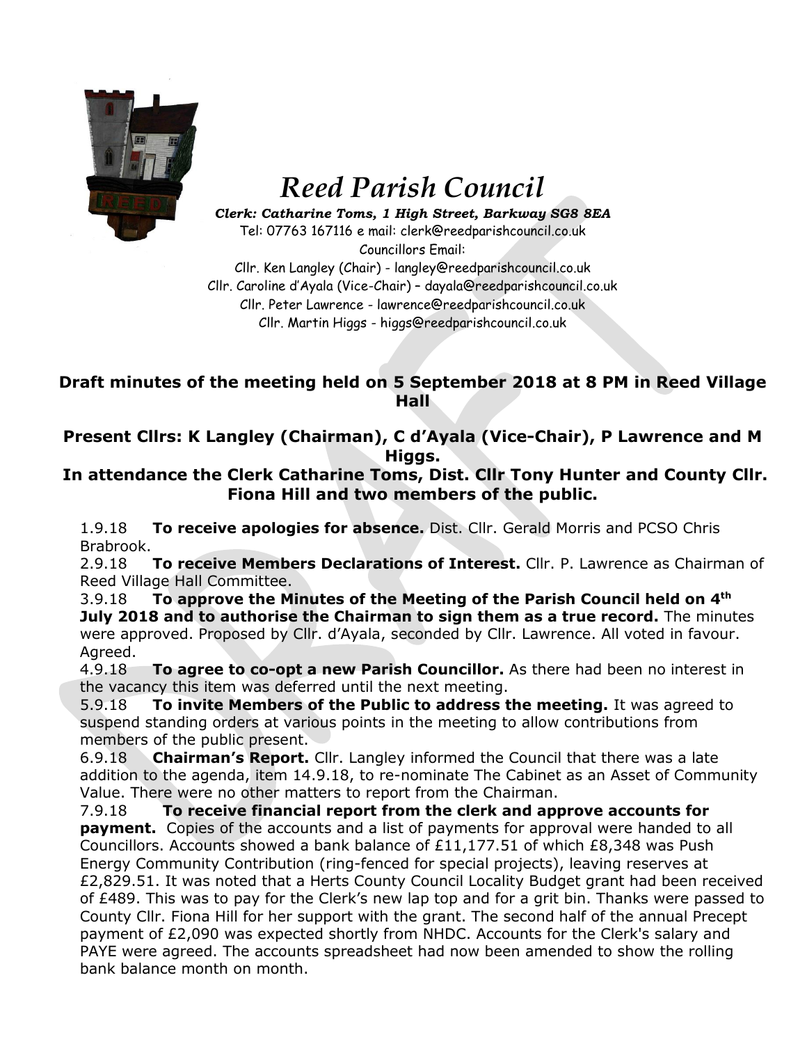# Reed Parish Council

***Clerk: Catharine Toms, 1 High Street, Barkway SG8 8EA***
Tel: 07763 167116 e mail: clerk@reedparishcouncil.co.uk
Councillors Email:
Cllr. Ken Langley (Chair) - langley@reedparishcouncil.co.uk
Cllr. Caroline d'Ayala (Vice-Chair) – dayala@reedparishcouncil.co.uk
Cllr. Peter Lawrence - lawrence@reedparishcouncil.co.uk
Cllr. Martin Higgs - higgs@reedparishcouncil.co.uk

**Draft minutes of the meeting held on 5 September 2018 at 8 PM in Reed Village Hall**

**Present Cllrs: K Langley (Chairman), C d'Ayala (Vice-Chair), P Lawrence and M Higgs.**

**In attendance the Clerk Catharine Toms, Dist. Cllr Tony Hunter and County Cllr. Fiona Hill and two members of the public.**

1.9.18 **To receive apologies for absence.** Dist. Cllr. Gerald Morris and PCSO Chris Brabrook.

2.9.18 **To receive Members Declarations of Interest.** Cllr. P. Lawrence as Chairman of Reed Village Hall Committee.

3.9.18 **To approve the Minutes of the Meeting of the Parish Council held on 4th July 2018 and to authorise the Chairman to sign them as a true record.** The minutes were approved. Proposed by Cllr. d'Ayala, seconded by Cllr. Lawrence. All voted in favour. Agreed.

4.9.18 **To agree to co-opt a new Parish Councillor.** As there had been no interest in the vacancy this item was deferred until the next meeting.

5.9.18 **To invite Members of the Public to address the meeting.** It was agreed to suspend standing orders at various points in the meeting to allow contributions from members of the public present.

6.9.18 **Chairman's Report.** Cllr. Langley informed the Council that there was a late addition to the agenda, item 14.9.18, to re-nominate The Cabinet as an Asset of Community Value. There were no other matters to report from the Chairman.

7.9.18 **To receive financial report from the clerk and approve accounts for payment.** Copies of the accounts and a list of payments for approval were handed to all Councillors. Accounts showed a bank balance of £11,177.51 of which £8,348 was Push Energy Community Contribution (ring-fenced for special projects), leaving reserves at £2,829.51. It was noted that a Herts County Council Locality Budget grant had been received of £489. This was to pay for the Clerk's new lap top and for a grit bin. Thanks were passed to County Cllr. Fiona Hill for her support with the grant. The second half of the annual Precept payment of £2,090 was expected shortly from NHDC. Accounts for the Clerk's salary and PAYE were agreed. The accounts spreadsheet had now been amended to show the rolling bank balance month on month.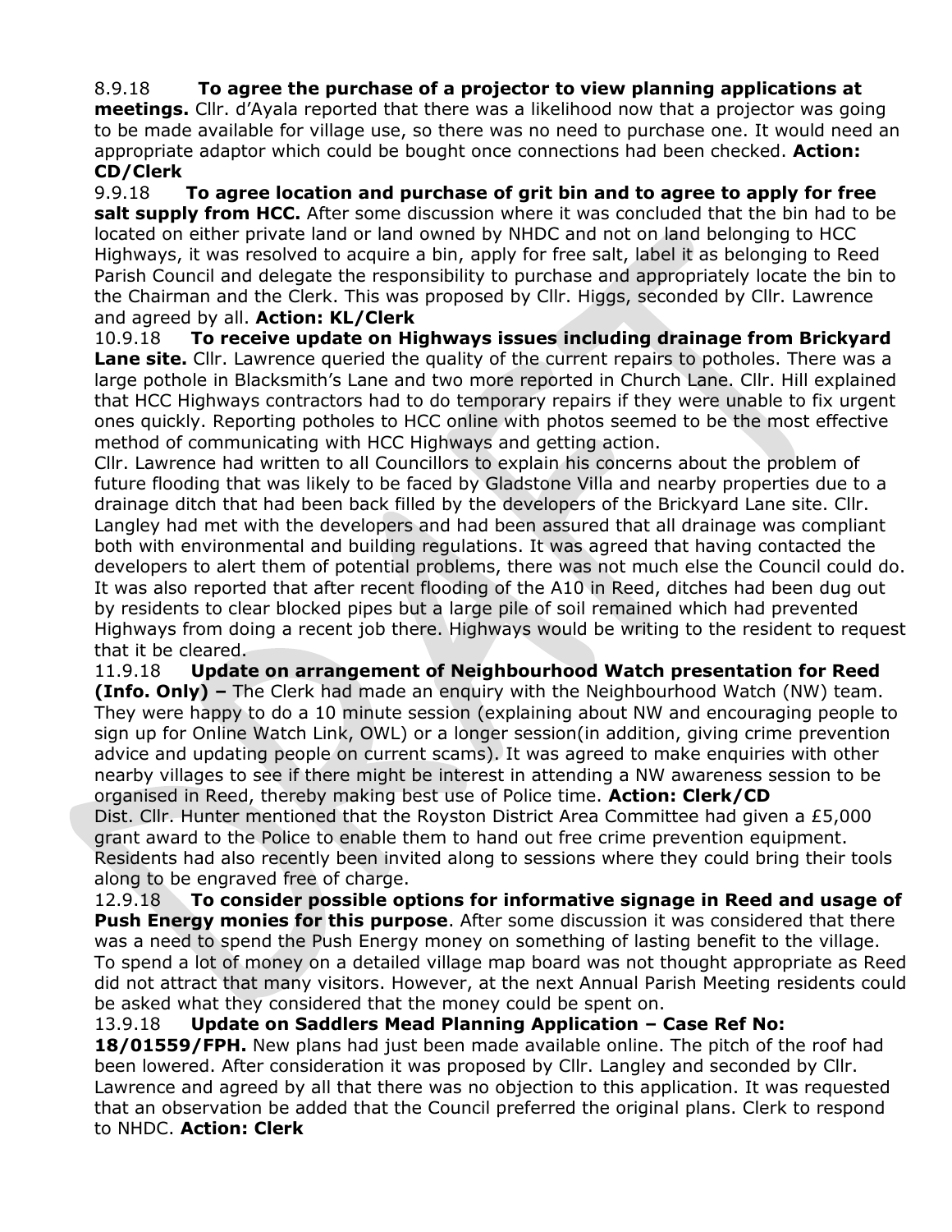8.9.18 **To agree the purchase of a projector to view planning applications at meetings.** Cllr. d'Ayala reported that there was a likelihood now that a projector was going to be made available for village use, so there was no need to purchase one. It would need an appropriate adaptor which could be bought once connections had been checked. **Action: CD/Clerk**

9.9.18 **To agree location and purchase of grit bin and to agree to apply for free salt supply from HCC.** After some discussion where it was concluded that the bin had to be located on either private land or land owned by NHDC and not on land belonging to HCC Highways, it was resolved to acquire a bin, apply for free salt, label it as belonging to Reed Parish Council and delegate the responsibility to purchase and appropriately locate the bin to the Chairman and the Clerk. This was proposed by Cllr. Higgs, seconded by Cllr. Lawrence and agreed by all. **Action: KL/Clerk**

10.9.18 **To receive update on Highways issues including drainage from Brickyard Lane site.** Cllr. Lawrence queried the quality of the current repairs to potholes. There was a large pothole in Blacksmith's Lane and two more reported in Church Lane. Cllr. Hill explained that HCC Highways contractors had to do temporary repairs if they were unable to fix urgent ones quickly. Reporting potholes to HCC online with photos seemed to be the most effective method of communicating with HCC Highways and getting action.

Cllr. Lawrence had written to all Councillors to explain his concerns about the problem of future flooding that was likely to be faced by Gladstone Villa and nearby properties due to a drainage ditch that had been back filled by the developers of the Brickyard Lane site. Cllr. Langley had met with the developers and had been assured that all drainage was compliant both with environmental and building regulations. It was agreed that having contacted the developers to alert them of potential problems, there was not much else the Council could do. It was also reported that after recent flooding of the A10 in Reed, ditches had been dug out by residents to clear blocked pipes but a large pile of soil remained which had prevented Highways from doing a recent job there. Highways would be writing to the resident to request that it be cleared.

11.9.18 **Update on arrangement of Neighbourhood Watch presentation for Reed (Info. Only) –** The Clerk had made an enquiry with the Neighbourhood Watch (NW) team. They were happy to do a 10 minute session (explaining about NW and encouraging people to sign up for Online Watch Link, OWL) or a longer session(in addition, giving crime prevention advice and updating people on current scams). It was agreed to make enquiries with other nearby villages to see if there might be interest in attending a NW awareness session to be organised in Reed, thereby making best use of Police time. **Action: Clerk/CD**

Dist. Cllr. Hunter mentioned that the Royston District Area Committee had given a £5,000 grant award to the Police to enable them to hand out free crime prevention equipment. Residents had also recently been invited along to sessions where they could bring their tools along to be engraved free of charge.

12.9.18 **To consider possible options for informative signage in Reed and usage of Push Energy monies for this purpose**. After some discussion it was considered that there was a need to spend the Push Energy money on something of lasting benefit to the village. To spend a lot of money on a detailed village map board was not thought appropriate as Reed did not attract that many visitors. However, at the next Annual Parish Meeting residents could be asked what they considered that the money could be spent on.

13.9.18 **Update on Saddlers Mead Planning Application – Case Ref No: 18/01559/FPH.** New plans had just been made available online. The pitch of the roof had been lowered. After consideration it was proposed by Cllr. Langley and seconded by Cllr. Lawrence and agreed by all that there was no objection to this application. It was requested that an observation be added that the Council preferred the original plans. Clerk to respond to NHDC. **Action: Clerk**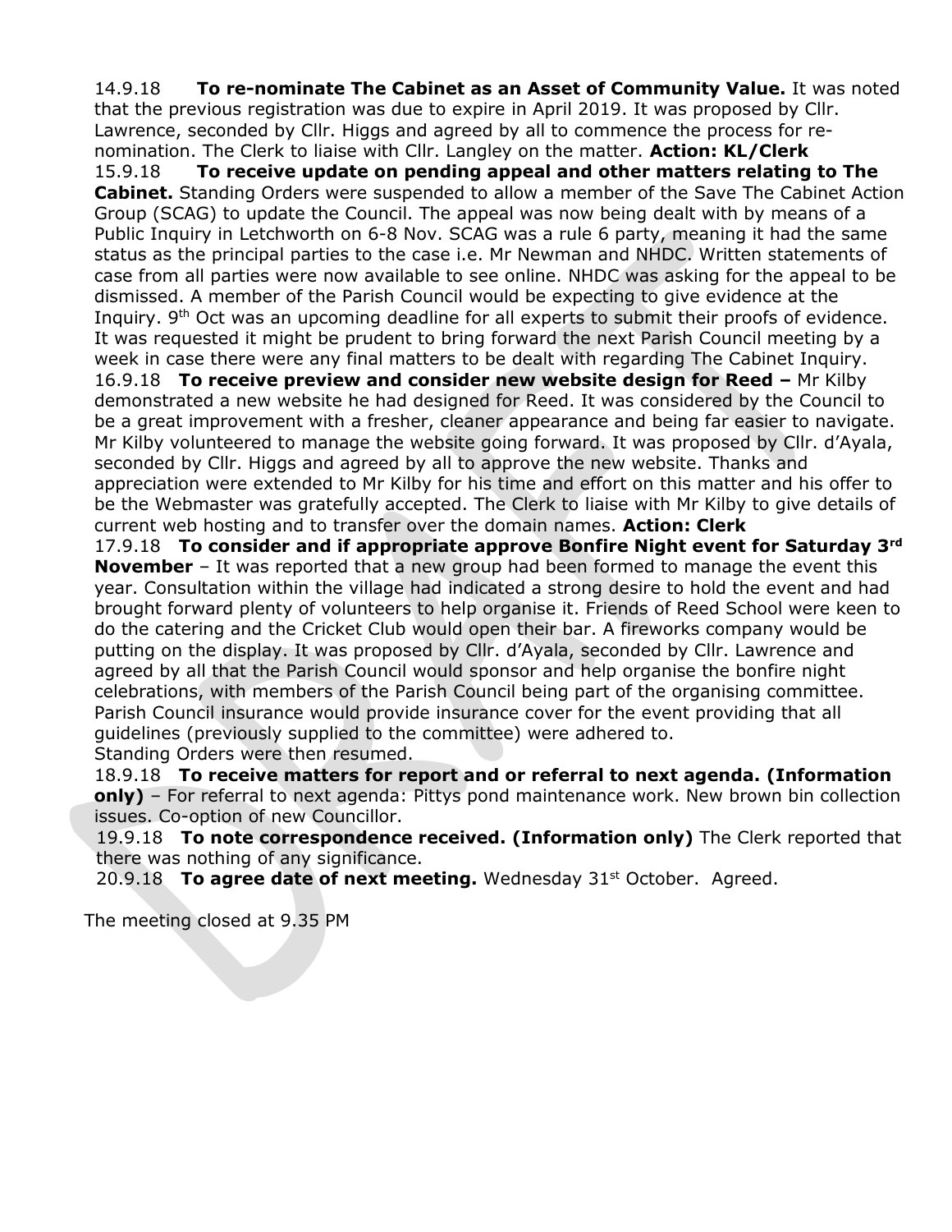14.9.18 **To re-nominate The Cabinet as an Asset of Community Value.** It was noted that the previous registration was due to expire in April 2019. It was proposed by Cllr. Lawrence, seconded by Cllr. Higgs and agreed by all to commence the process for re-nomination. The Clerk to liaise with Cllr. Langley on the matter. **Action: KL/Clerk**

15.9.18 **To receive update on pending appeal and other matters relating to The Cabinet.** Standing Orders were suspended to allow a member of the Save The Cabinet Action Group (SCAG) to update the Council. The appeal was now being dealt with by means of a Public Inquiry in Letchworth on 6-8 Nov. SCAG was a rule 6 party, meaning it had the same status as the principal parties to the case i.e. Mr Newman and NHDC. Written statements of case from all parties were now available to see online. NHDC was asking for the appeal to be dismissed. A member of the Parish Council would be expecting to give evidence at the Inquiry. 9th Oct was an upcoming deadline for all experts to submit their proofs of evidence. It was requested it might be prudent to bring forward the next Parish Council meeting by a week in case there were any final matters to be dealt with regarding The Cabinet Inquiry.

16.9.18 **To receive preview and consider new website design for Reed –** Mr Kilby demonstrated a new website he had designed for Reed. It was considered by the Council to be a great improvement with a fresher, cleaner appearance and being far easier to navigate. Mr Kilby volunteered to manage the website going forward. It was proposed by Cllr. d'Ayala, seconded by Cllr. Higgs and agreed by all to approve the new website. Thanks and appreciation were extended to Mr Kilby for his time and effort on this matter and his offer to be the Webmaster was gratefully accepted. The Clerk to liaise with Mr Kilby to give details of current web hosting and to transfer over the domain names. **Action: Clerk**

17.9.18 **To consider and if appropriate approve Bonfire Night event for Saturday 3rd November** – It was reported that a new group had been formed to manage the event this year. Consultation within the village had indicated a strong desire to hold the event and had brought forward plenty of volunteers to help organise it. Friends of Reed School were keen to do the catering and the Cricket Club would open their bar. A fireworks company would be putting on the display. It was proposed by Cllr. d'Ayala, seconded by Cllr. Lawrence and agreed by all that the Parish Council would sponsor and help organise the bonfire night celebrations, with members of the Parish Council being part of the organising committee. Parish Council insurance would provide insurance cover for the event providing that all guidelines (previously supplied to the committee) were adhered to.
Standing Orders were then resumed.

18.9.18 **To receive matters for report and or referral to next agenda. (Information only)** – For referral to next agenda: Pittys pond maintenance work. New brown bin collection issues. Co-option of new Councillor.

19.9.18 **To note correspondence received. (Information only)** The Clerk reported that there was nothing of any significance.

20.9.18 **To agree date of next meeting.** Wednesday 31st October. Agreed.

The meeting closed at 9.35 PM